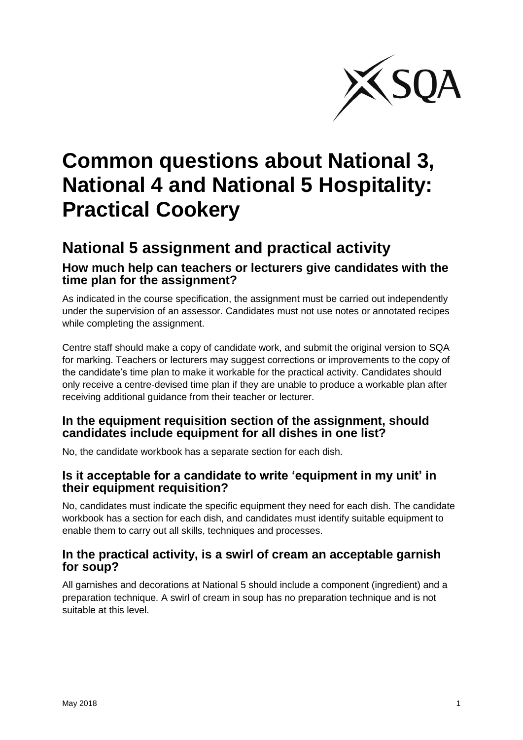# Common questions about National 3, National 4 and National 5 Hospitality: Practical Cookery

## National 5 assignment and practical activity

### How much help can teachers or lecturers give candidates with the time plan for the assignment?

As indicated in the course specification, the assignment must be carried out independently under the supervision of an assessor. Candidates must not use notes or annotated recipes while completing the assignment.

Centre staff should make a copy of candidate work, and submit the original version to SQA for marking. Teachers or lecturers may suggest corrections or improvements to the copy of the candidate's time plan to make it workable for the practical activity. Candidates should only receive a centre-devised time plan if they are unable to produce a workable plan after receiving additional guidance from their teacher or lecturer.

### In the equipment requisition section of the assignment, should candidates include equipment for all dishes in one list?

No, the candidate workbook has a separate section for each dish.

### Is it acceptable for a candidate to write 'equipment in my unit' in their equipment requisition?

No, candidates must indicate the specific equipment they need for each dish. The candidate workbook has a section for each dish, and candidates must identify suitable equipment to enable them to carry out all skills, techniques and processes.

### In the practical activity, is a swirl of cream an acceptable garnish for soup?

All garnishes and decorations at National 5 should include a component (ingredient) and a preparation technique. A swirl of cream in soup has no preparation technique and is not suitable at this level.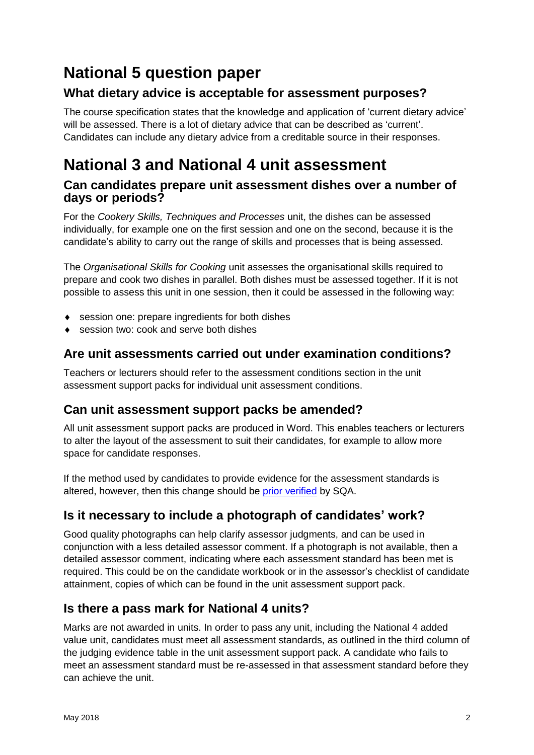# National 5 question paper

## What dietary advice is acceptable for assessment purposes?

The course specification states that the knowledge and application of 'current dietary advice' will be assessed. There is a lot of dietary advice that can be described as 'current'. Candidates can include any dietary advice from a creditable source in their responses.

# National 3 and National 4 unit assessment

## Can candidates prepare unit assessment dishes over a number of days or periods?

For the *Cookery Skills, Techniques and Processes* unit, the dishes can be assessed individually, for example one on the first session and one on the second, because it is the candidate's ability to carry out the range of skills and processes that is being assessed.

The *Organisational Skills for Cooking* unit assesses the organisational skills required to prepare and cook two dishes in parallel. Both dishes must be assessed together. If it is not possible to assess this unit in one session, then it could be assessed in the following way:

- session one: prepare ingredients for both dishes
- session two: cook and serve both dishes

## Are unit assessments carried out under examination conditions?

Teachers or lecturers should refer to the assessment conditions section in the unit assessment support packs for individual unit assessment conditions.

## Can unit assessment support packs be amended?

All unit assessment support packs are produced in Word. This enables teachers or lecturers to alter the layout of the assessment to suit their candidates, for example to allow more space for candidate responses.

If the method used by candidates to provide evidence for the assessment standards is altered, however, then this change should be prior verified by SQA.

## Is it necessary to include a photograph of candidates' work?

Good quality photographs can help clarify assessor judgments, and can be used in conjunction with a less detailed assessor comment. If a photograph is not available, then a detailed assessor comment, indicating where each assessment standard has been met is required. This could be on the candidate workbook or in the assessor's checklist of candidate attainment, copies of which can be found in the unit assessment support pack.

## Is there a pass mark for National 4 units?

Marks are not awarded in units. In order to pass any unit, including the National 4 added value unit, candidates must meet all assessment standards, as outlined in the third column of the judging evidence table in the unit assessment support pack. A candidate who fails to meet an assessment standard must be re-assessed in that assessment standard before they can achieve the unit.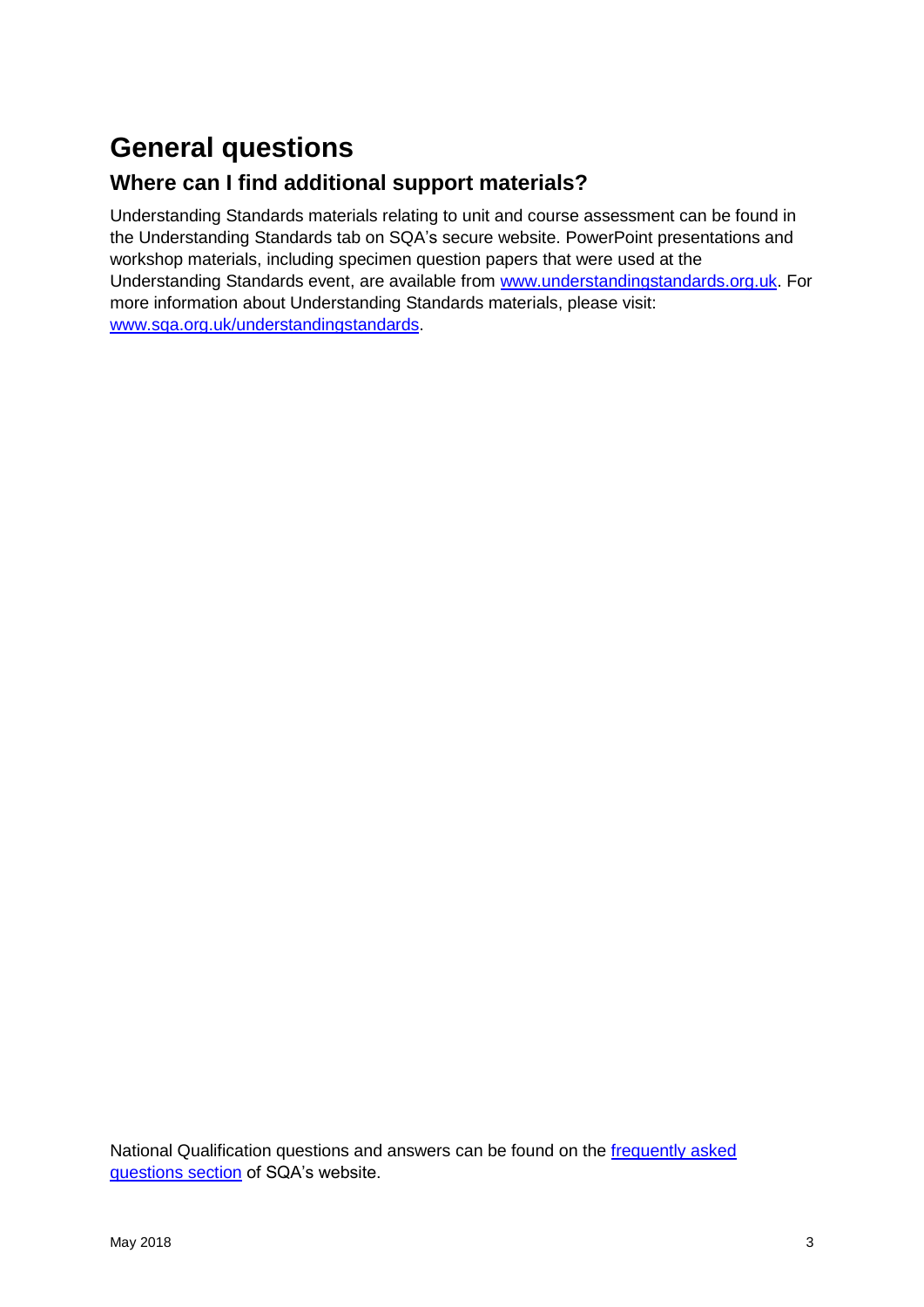# General questions

## Where can I find additional support materials?

Understanding Standards materials relating to unit and course assessment can be found in the Understanding Standards tab on SQA's secure website. PowerPoint presentations and workshop materials, including specimen question papers that were used at the Understanding Standards event, are available from [www.understandingstandards.org.uk](http://www.understandingstandards.org.uk). For more information about Understanding Standards materials, please visit: [www.sqa.org.uk/understandingstandards](http://www.sqa.org.uk/understandingstandards).

National Qualification questions and answers can be found on the frequently asked questions section of SQA's website.